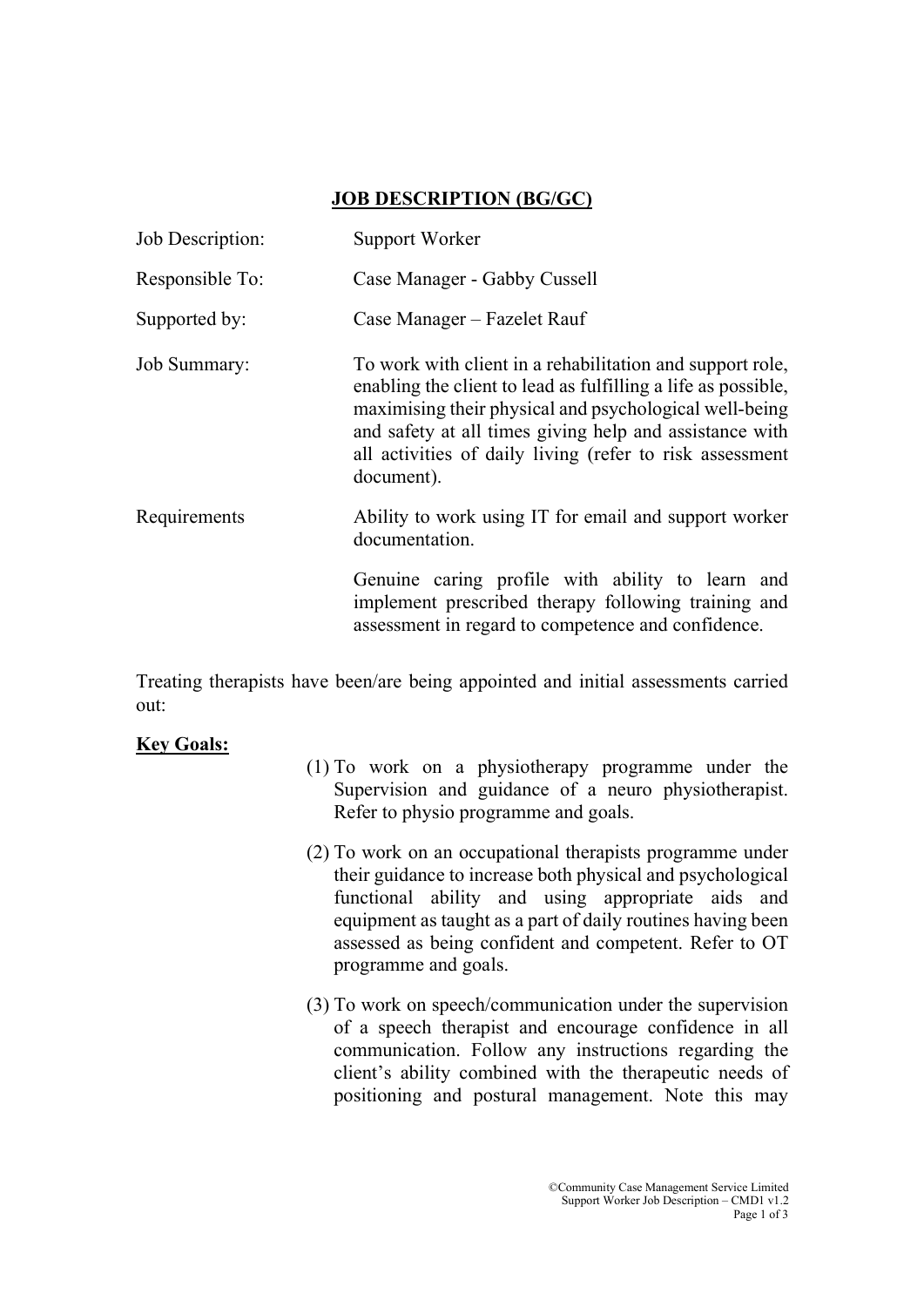# JOB DESCRIPTION (BG/GC)

| | |
|---|---|
| Job Description: | Support Worker |
| Responsible To: | Case Manager - Gabby Cussell |
| Supported by: | Case Manager – Fazelet Rauf |
| Job Summary: | To work with client in a rehabilitation and support role, enabling the client to lead as fulfilling a life as possible, maximising their physical and psychological well-being and safety at all times giving help and assistance with all activities of daily living (refer to risk assessment document). |
| Requirements | Ability to work using IT for email and support worker documentation.<br><br>Genuine caring profile with ability to learn and implement prescribed therapy following training and assessment in regard to competence and confidence. |

Treating therapists have been/are being appointed and initial assessments carried out:

**Key Goals:**

(1) To work on a physiotherapy programme under the Supervision and guidance of a neuro physiotherapist. Refer to physio programme and goals.

(2) To work on an occupational therapists programme under their guidance to increase both physical and psychological functional ability and using appropriate aids and equipment as taught as a part of daily routines having been assessed as being confident and competent. Refer to OT programme and goals.

(3) To work on speech/communication under the supervision of a speech therapist and encourage confidence in all communication. Follow any instructions regarding the client's ability combined with the therapeutic needs of positioning and postural management. Note this may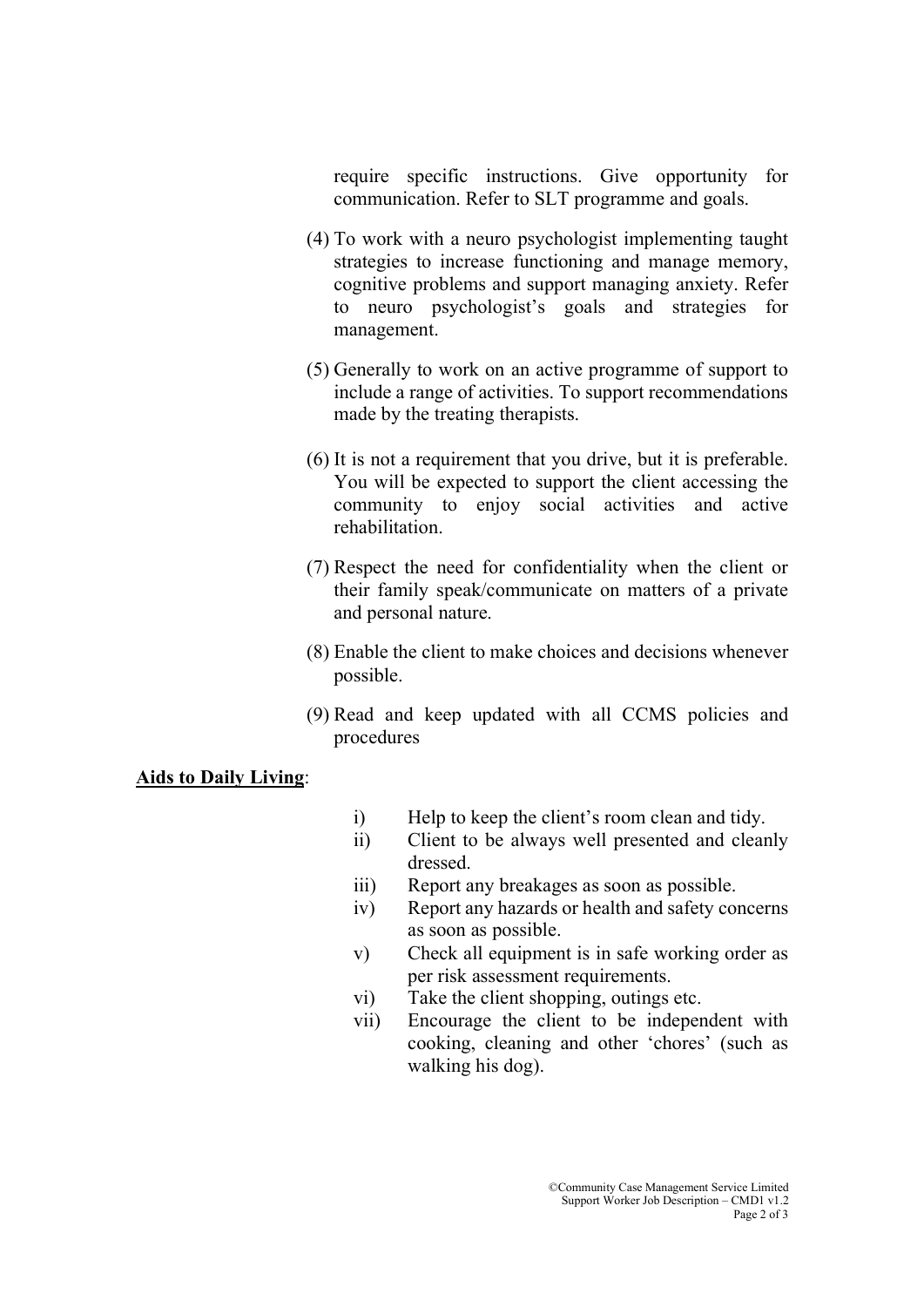require specific instructions. Give opportunity for communication. Refer to SLT programme and goals.

(4) To work with a neuro psychologist implementing taught strategies to increase functioning and manage memory, cognitive problems and support managing anxiety. Refer to neuro psychologist's goals and strategies for management.

(5) Generally to work on an active programme of support to include a range of activities. To support recommendations made by the treating therapists.

(6) It is not a requirement that you drive, but it is preferable. You will be expected to support the client accessing the community to enjoy social activities and active rehabilitation.

(7) Respect the need for confidentiality when the client or their family speak/communicate on matters of a private and personal nature.

(8) Enable the client to make choices and decisions whenever possible.

(9) Read and keep updated with all CCMS policies and procedures

**Aids to Daily Living**:

i) Help to keep the client's room clean and tidy.
ii) Client to be always well presented and cleanly dressed.
iii) Report any breakages as soon as possible.
iv) Report any hazards or health and safety concerns as soon as possible.
v) Check all equipment is in safe working order as per risk assessment requirements.
vi) Take the client shopping, outings etc.
vii) Encourage the client to be independent with cooking, cleaning and other 'chores' (such as walking his dog).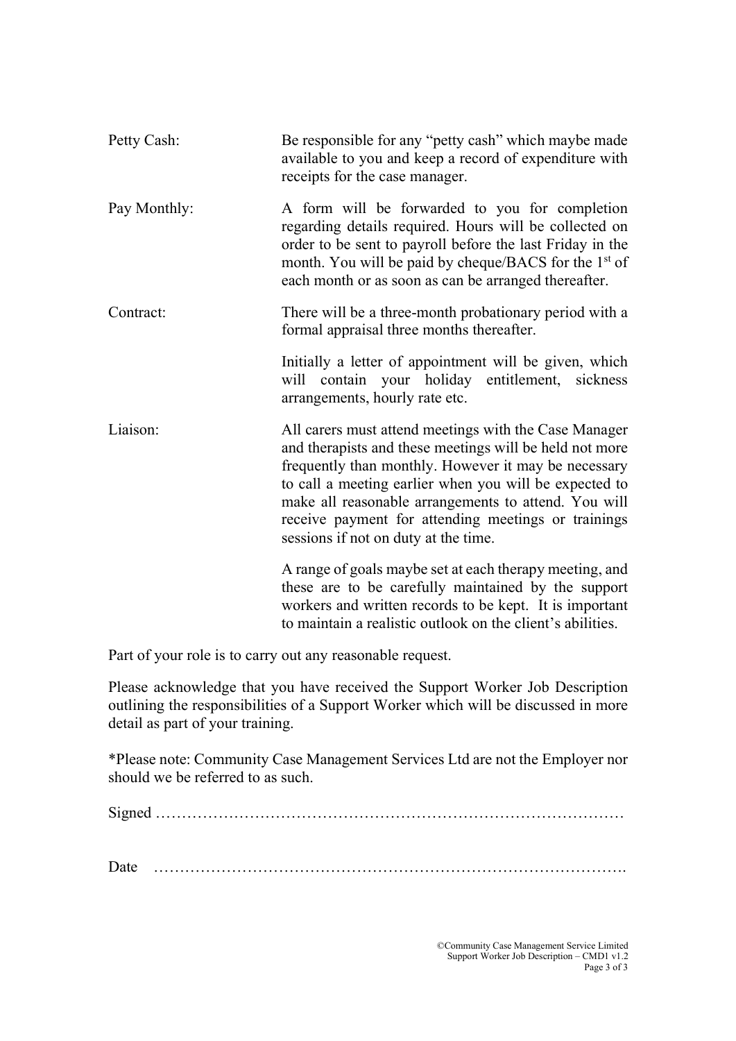| | |
|---|---|
| Petty Cash: | Be responsible for any "petty cash" which maybe made available to you and keep a record of expenditure with receipts for the case manager. |
| Pay Monthly: | A form will be forwarded to you for completion regarding details required. Hours will be collected on order to be sent to payroll before the last Friday in the month. You will be paid by cheque/BACS for the 1st of each month or as soon as can be arranged thereafter. |
| Contract: | There will be a three-month probationary period with a formal appraisal three months thereafter.<br><br>Initially a letter of appointment will be given, which will contain your holiday entitlement, sickness arrangements, hourly rate etc. |
| Liaison: | All carers must attend meetings with the Case Manager and therapists and these meetings will be held not more frequently than monthly. However it may be necessary to call a meeting earlier when you will be expected to make all reasonable arrangements to attend. You will receive payment for attending meetings or trainings sessions if not on duty at the time.<br><br>A range of goals maybe set at each therapy meeting, and these are to be carefully maintained by the support workers and written records to be kept. It is important to maintain a realistic outlook on the client's abilities. |

Part of your role is to carry out any reasonable request.

Please acknowledge that you have received the Support Worker Job Description outlining the responsibilities of a Support Worker which will be discussed in more detail as part of your training.

*Please note: Community Case Management Services Ltd are not the Employer nor should we be referred to as such.

Signed ………………………………………………………………………………

Date ……………………………………………………………………………….

©Community Case Management Service Limited
Support Worker Job Description – CMD1 v1.2